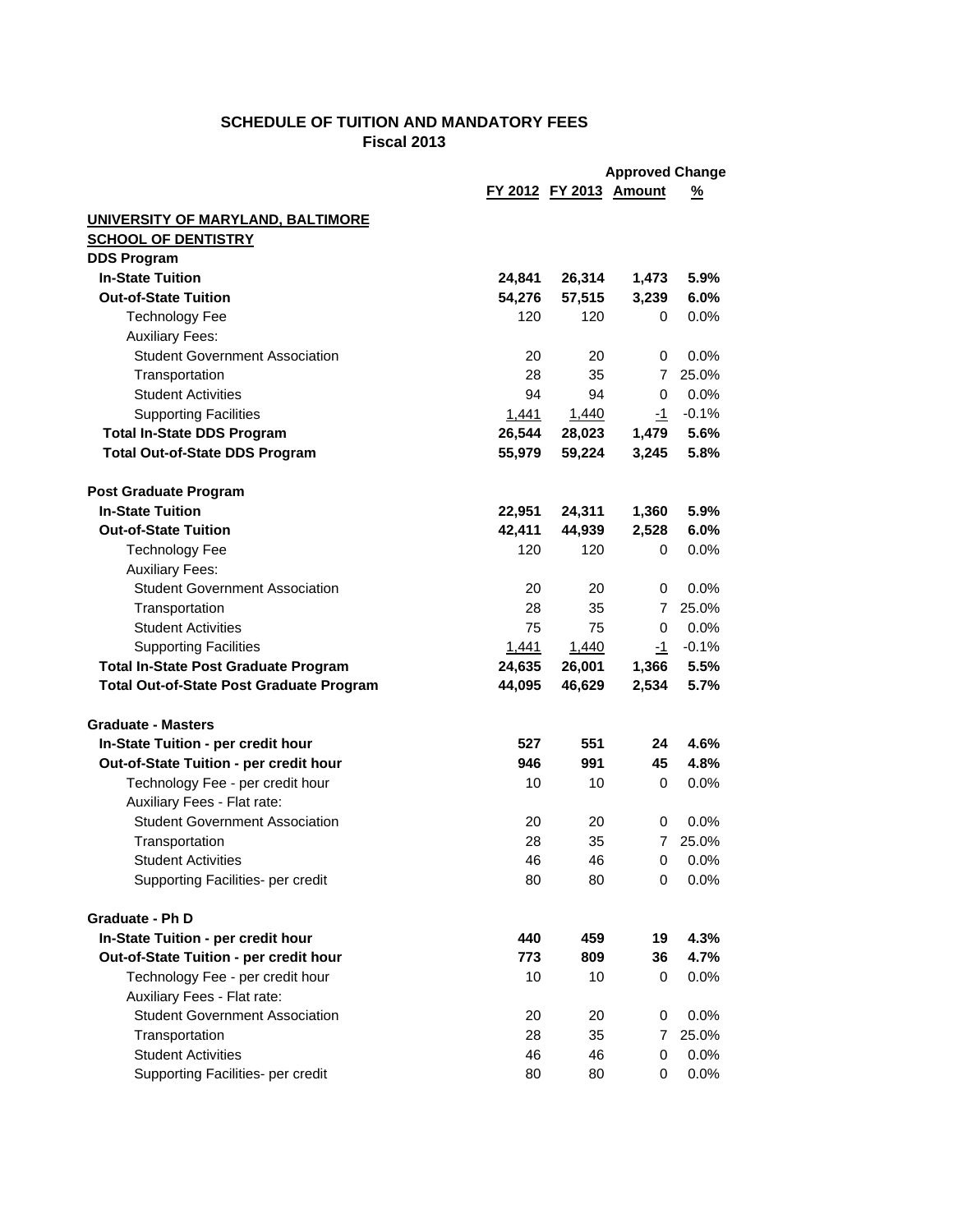**SCHEDULE OF TUITION AND MANDATORY FEES**
**Fiscal 2013**

| | FY 2012 | FY 2013 | Approved Change Amount | Approved Change % |
|---|---|---|---|---|
| **UNIVERSITY OF MARYLAND, BALTIMORE** | | | | |
| **SCHOOL OF DENTISTRY** | | | | |
| **DDS Program** | | | | |
| **In-State Tuition** | **24,841** | **26,314** | **1,473** | **5.9%** |
| **Out-of-State Tuition** | **54,276** | **57,515** | **3,239** | **6.0%** |
| Technology Fee | 120 | 120 | 0 | 0.0% |
| Auxiliary Fees: | | | | |
| Student Government Association | 20 | 20 | 0 | 0.0% |
| Transportation | 28 | 35 | 7 | 25.0% |
| Student Activities | 94 | 94 | 0 | 0.0% |
| Supporting Facilities | 1,441 | 1,440 | -1 | -0.1% |
| **Total In-State DDS Program** | **26,544** | **28,023** | **1,479** | **5.6%** |
| **Total Out-of-State DDS Program** | **55,979** | **59,224** | **3,245** | **5.8%** |
| | | | | |
| **Post Graduate Program** | | | | |
| **In-State Tuition** | **22,951** | **24,311** | **1,360** | **5.9%** |
| **Out-of-State Tuition** | **42,411** | **44,939** | **2,528** | **6.0%** |
| Technology Fee | 120 | 120 | 0 | 0.0% |
| Auxiliary Fees: | | | | |
| Student Government Association | 20 | 20 | 0 | 0.0% |
| Transportation | 28 | 35 | 7 | 25.0% |
| Student Activities | 75 | 75 | 0 | 0.0% |
| Supporting Facilities | 1,441 | 1,440 | -1 | -0.1% |
| **Total In-State Post Graduate Program** | **24,635** | **26,001** | **1,366** | **5.5%** |
| **Total Out-of-State Post Graduate Program** | **44,095** | **46,629** | **2,534** | **5.7%** |
| | | | | |
| **Graduate - Masters** | | | | |
| **In-State Tuition - per credit hour** | **527** | **551** | **24** | **4.6%** |
| **Out-of-State Tuition - per credit hour** | **946** | **991** | **45** | **4.8%** |
| Technology Fee - per credit hour | 10 | 10 | 0 | 0.0% |
| Auxiliary Fees - Flat rate: | | | | |
| Student Government Association | 20 | 20 | 0 | 0.0% |
| Transportation | 28 | 35 | 7 | 25.0% |
| Student Activities | 46 | 46 | 0 | 0.0% |
| Supporting Facilities- per credit | 80 | 80 | 0 | 0.0% |
| | | | | |
| **Graduate - Ph D** | | | | |
| **In-State Tuition - per credit hour** | **440** | **459** | **19** | **4.3%** |
| **Out-of-State Tuition - per credit hour** | **773** | **809** | **36** | **4.7%** |
| Technology Fee - per credit hour | 10 | 10 | 0 | 0.0% |
| Auxiliary Fees - Flat rate: | | | | |
| Student Government Association | 20 | 20 | 0 | 0.0% |
| Transportation | 28 | 35 | 7 | 25.0% |
| Student Activities | 46 | 46 | 0 | 0.0% |
| Supporting Facilities- per credit | 80 | 80 | 0 | 0.0% |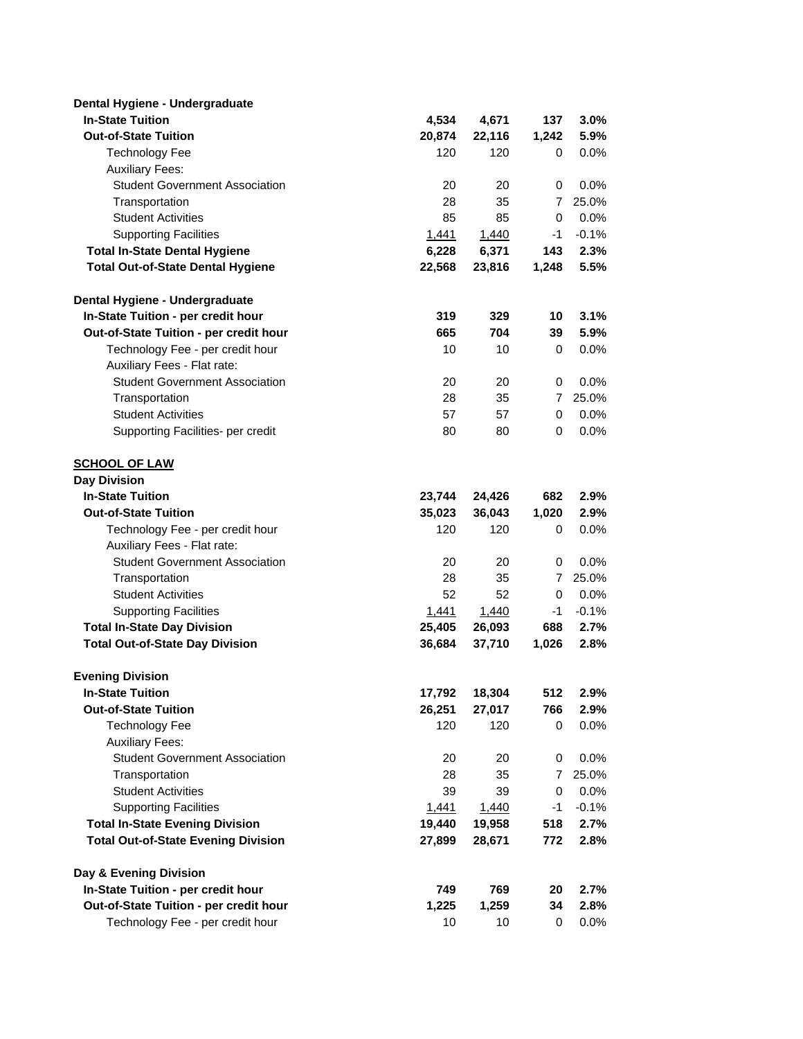| | | | | |
|---|---|---|---|---|
| **Dental Hygiene - Undergraduate** | | | | |
| **In-State Tuition** | **4,534** | **4,671** | **137** | **3.0%** |
| **Out-of-State Tuition** | **20,874** | **22,116** | **1,242** | **5.9%** |
| Technology Fee | 120 | 120 | 0 | 0.0% |
| Auxiliary Fees: | | | | |
| Student Government Association | 20 | 20 | 0 | 0.0% |
| Transportation | 28 | 35 | 7 | 25.0% |
| Student Activities | 85 | 85 | 0 | 0.0% |
| Supporting Facilities | 1,441 | 1,440 | -1 | -0.1% |
| **Total In-State Dental Hygiene** | **6,228** | **6,371** | **143** | **2.3%** |
| **Total Out-of-State Dental Hygiene** | **22,568** | **23,816** | **1,248** | **5.5%** |
| | | | | |
| **Dental Hygiene - Undergraduate** | | | | |
| **In-State Tuition - per credit hour** | **319** | **329** | **10** | **3.1%** |
| **Out-of-State Tuition - per credit hour** | **665** | **704** | **39** | **5.9%** |
| Technology Fee - per credit hour | 10 | 10 | 0 | 0.0% |
| Auxiliary Fees - Flat rate: | | | | |
| Student Government Association | 20 | 20 | 0 | 0.0% |
| Transportation | 28 | 35 | 7 | 25.0% |
| Student Activities | 57 | 57 | 0 | 0.0% |
| Supporting Facilities- per credit | 80 | 80 | 0 | 0.0% |
| | | | | |
| **SCHOOL OF LAW** | | | | |
| **Day Division** | | | | |
| **In-State Tuition** | **23,744** | **24,426** | **682** | **2.9%** |
| **Out-of-State Tuition** | **35,023** | **36,043** | **1,020** | **2.9%** |
| Technology Fee - per credit hour | 120 | 120 | 0 | 0.0% |
| Auxiliary Fees - Flat rate: | | | | |
| Student Government Association | 20 | 20 | 0 | 0.0% |
| Transportation | 28 | 35 | 7 | 25.0% |
| Student Activities | 52 | 52 | 0 | 0.0% |
| Supporting Facilities | 1,441 | 1,440 | -1 | -0.1% |
| **Total In-State Day Division** | **25,405** | **26,093** | **688** | **2.7%** |
| **Total Out-of-State Day Division** | **36,684** | **37,710** | **1,026** | **2.8%** |
| | | | | |
| **Evening Division** | | | | |
| **In-State Tuition** | **17,792** | **18,304** | **512** | **2.9%** |
| **Out-of-State Tuition** | **26,251** | **27,017** | **766** | **2.9%** |
| Technology Fee | 120 | 120 | 0 | 0.0% |
| Auxiliary Fees: | | | | |
| Student Government Association | 20 | 20 | 0 | 0.0% |
| Transportation | 28 | 35 | 7 | 25.0% |
| Student Activities | 39 | 39 | 0 | 0.0% |
| Supporting Facilities | 1,441 | 1,440 | -1 | -0.1% |
| **Total In-State Evening Division** | **19,440** | **19,958** | **518** | **2.7%** |
| **Total Out-of-State Evening Division** | **27,899** | **28,671** | **772** | **2.8%** |
| | | | | |
| **Day & Evening Division** | | | | |
| **In-State Tuition - per credit hour** | **749** | **769** | **20** | **2.7%** |
| **Out-of-State Tuition - per credit hour** | **1,225** | **1,259** | **34** | **2.8%** |
| Technology Fee - per credit hour | 10 | 10 | 0 | 0.0% |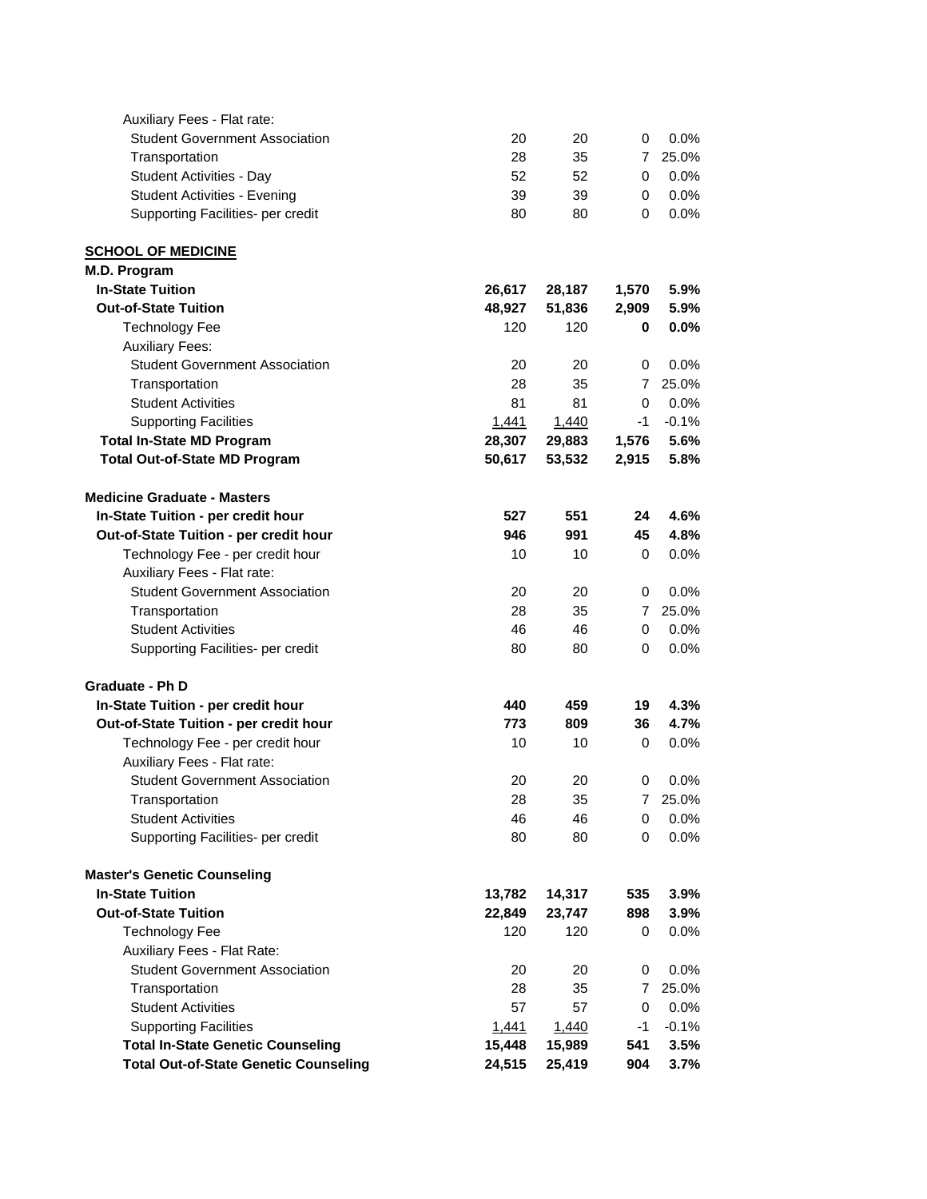| | | | | |
|---|---|---|---|---|
| Auxiliary Fees - Flat rate: | | | | |
| Student Government Association | 20 | 20 | 0 | 0.0% |
| Transportation | 28 | 35 | 7 | 25.0% |
| Student Activities - Day | 52 | 52 | 0 | 0.0% |
| Student Activities - Evening | 39 | 39 | 0 | 0.0% |
| Supporting Facilities- per credit | 80 | 80 | 0 | 0.0% |

**SCHOOL OF MEDICINE**

| | | | | |
|---|---|---|---|---|
| **M.D. Program** | | | | |
| **In-State Tuition** | **26,617** | **28,187** | **1,570** | **5.9%** |
| **Out-of-State Tuition** | **48,927** | **51,836** | **2,909** | **5.9%** |
| Technology Fee | 120 | 120 | **0** | **0.0%** |
| Auxiliary Fees: | | | | |
| Student Government Association | 20 | 20 | 0 | 0.0% |
| Transportation | 28 | 35 | 7 | 25.0% |
| Student Activities | 81 | 81 | 0 | 0.0% |
| Supporting Facilities | 1,441 | 1,440 | -1 | -0.1% |
| **Total In-State MD Program** | **28,307** | **29,883** | **1,576** | **5.6%** |
| **Total Out-of-State MD Program** | **50,617** | **53,532** | **2,915** | **5.8%** |
| | | | | |
| **Medicine Graduate - Masters** | | | | |
| **In-State Tuition - per credit hour** | **527** | **551** | **24** | **4.6%** |
| **Out-of-State Tuition - per credit hour** | **946** | **991** | **45** | **4.8%** |
| Technology Fee - per credit hour | 10 | 10 | 0 | 0.0% |
| Auxiliary Fees - Flat rate: | | | | |
| Student Government Association | 20 | 20 | 0 | 0.0% |
| Transportation | 28 | 35 | 7 | 25.0% |
| Student Activities | 46 | 46 | 0 | 0.0% |
| Supporting Facilities- per credit | 80 | 80 | 0 | 0.0% |
| | | | | |
| **Graduate - Ph D** | | | | |
| **In-State Tuition - per credit hour** | **440** | **459** | **19** | **4.3%** |
| **Out-of-State Tuition - per credit hour** | **773** | **809** | **36** | **4.7%** |
| Technology Fee - per credit hour | 10 | 10 | 0 | 0.0% |
| Auxiliary Fees - Flat rate: | | | | |
| Student Government Association | 20 | 20 | 0 | 0.0% |
| Transportation | 28 | 35 | 7 | 25.0% |
| Student Activities | 46 | 46 | 0 | 0.0% |
| Supporting Facilities- per credit | 80 | 80 | 0 | 0.0% |
| | | | | |
| **Master's Genetic Counseling** | | | | |
| **In-State Tuition** | **13,782** | **14,317** | **535** | **3.9%** |
| **Out-of-State Tuition** | **22,849** | **23,747** | **898** | **3.9%** |
| Technology Fee | 120 | 120 | 0 | 0.0% |
| Auxiliary Fees - Flat Rate: | | | | |
| Student Government Association | 20 | 20 | 0 | 0.0% |
| Transportation | 28 | 35 | 7 | 25.0% |
| Student Activities | 57 | 57 | 0 | 0.0% |
| Supporting Facilities | 1,441 | 1,440 | -1 | -0.1% |
| **Total In-State Genetic Counseling** | **15,448** | **15,989** | **541** | **3.5%** |
| **Total Out-of-State Genetic Counseling** | **24,515** | **25,419** | **904** | **3.7%** |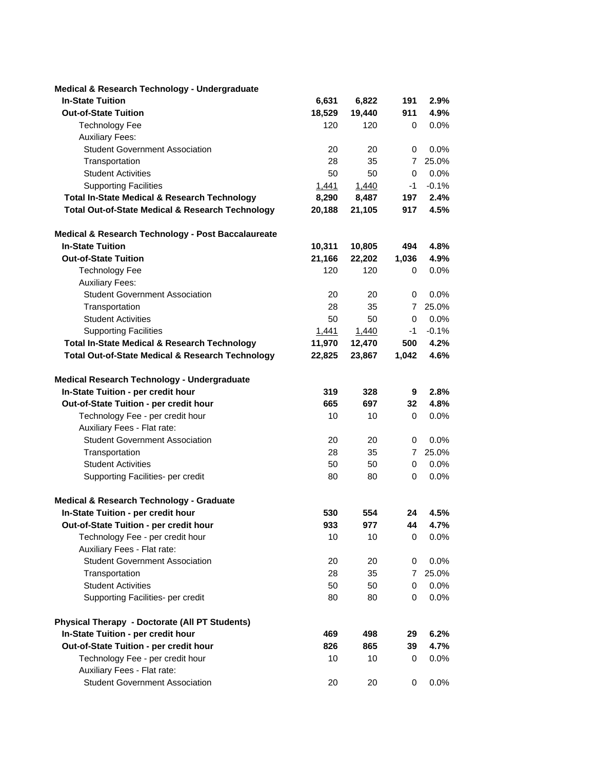| | | | | |
|---|---|---|---|---|
| **Medical & Research Technology - Undergraduate** | | | | |
| **In-State Tuition** | **6,631** | **6,822** | **191** | **2.9%** |
| **Out-of-State Tuition** | **18,529** | **19,440** | **911** | **4.9%** |
| Technology Fee | 120 | 120 | 0 | 0.0% |
| Auxiliary Fees: | | | | |
| Student Government Association | 20 | 20 | 0 | 0.0% |
| Transportation | 28 | 35 | 7 | 25.0% |
| Student Activities | 50 | 50 | 0 | 0.0% |
| Supporting Facilities | 1,441 | 1,440 | -1 | -0.1% |
| **Total In-State Medical & Research Technology** | **8,290** | **8,487** | **197** | **2.4%** |
| **Total Out-of-State Medical & Research Technology** | **20,188** | **21,105** | **917** | **4.5%** |
| | | | | |
| **Medical & Research Technology - Post Baccalaureate** | | | | |
| **In-State Tuition** | **10,311** | **10,805** | **494** | **4.8%** |
| **Out-of-State Tuition** | **21,166** | **22,202** | **1,036** | **4.9%** |
| Technology Fee | 120 | 120 | 0 | 0.0% |
| Auxiliary Fees: | | | | |
| Student Government Association | 20 | 20 | 0 | 0.0% |
| Transportation | 28 | 35 | 7 | 25.0% |
| Student Activities | 50 | 50 | 0 | 0.0% |
| Supporting Facilities | 1,441 | 1,440 | -1 | -0.1% |
| **Total In-State Medical & Research Technology** | **11,970** | **12,470** | **500** | **4.2%** |
| **Total Out-of-State Medical & Research Technology** | **22,825** | **23,867** | **1,042** | **4.6%** |
| | | | | |
| **Medical Research Technology - Undergraduate** | | | | |
| **In-State Tuition - per credit hour** | **319** | **328** | **9** | **2.8%** |
| **Out-of-State Tuition - per credit hour** | **665** | **697** | **32** | **4.8%** |
| Technology Fee - per credit hour | 10 | 10 | 0 | 0.0% |
| Auxiliary Fees - Flat rate: | | | | |
| Student Government Association | 20 | 20 | 0 | 0.0% |
| Transportation | 28 | 35 | 7 | 25.0% |
| Student Activities | 50 | 50 | 0 | 0.0% |
| Supporting Facilities- per credit | 80 | 80 | 0 | 0.0% |
| | | | | |
| **Medical & Research Technology - Graduate** | | | | |
| **In-State Tuition - per credit hour** | **530** | **554** | **24** | **4.5%** |
| **Out-of-State Tuition - per credit hour** | **933** | **977** | **44** | **4.7%** |
| Technology Fee - per credit hour | 10 | 10 | 0 | 0.0% |
| Auxiliary Fees - Flat rate: | | | | |
| Student Government Association | 20 | 20 | 0 | 0.0% |
| Transportation | 28 | 35 | 7 | 25.0% |
| Student Activities | 50 | 50 | 0 | 0.0% |
| Supporting Facilities- per credit | 80 | 80 | 0 | 0.0% |
| | | | | |
| **Physical Therapy - Doctorate (All PT Students)** | | | | |
| **In-State Tuition - per credit hour** | **469** | **498** | **29** | **6.2%** |
| **Out-of-State Tuition - per credit hour** | **826** | **865** | **39** | **4.7%** |
| Technology Fee - per credit hour | 10 | 10 | 0 | 0.0% |
| Auxiliary Fees - Flat rate: | | | | |
| Student Government Association | 20 | 20 | 0 | 0.0% |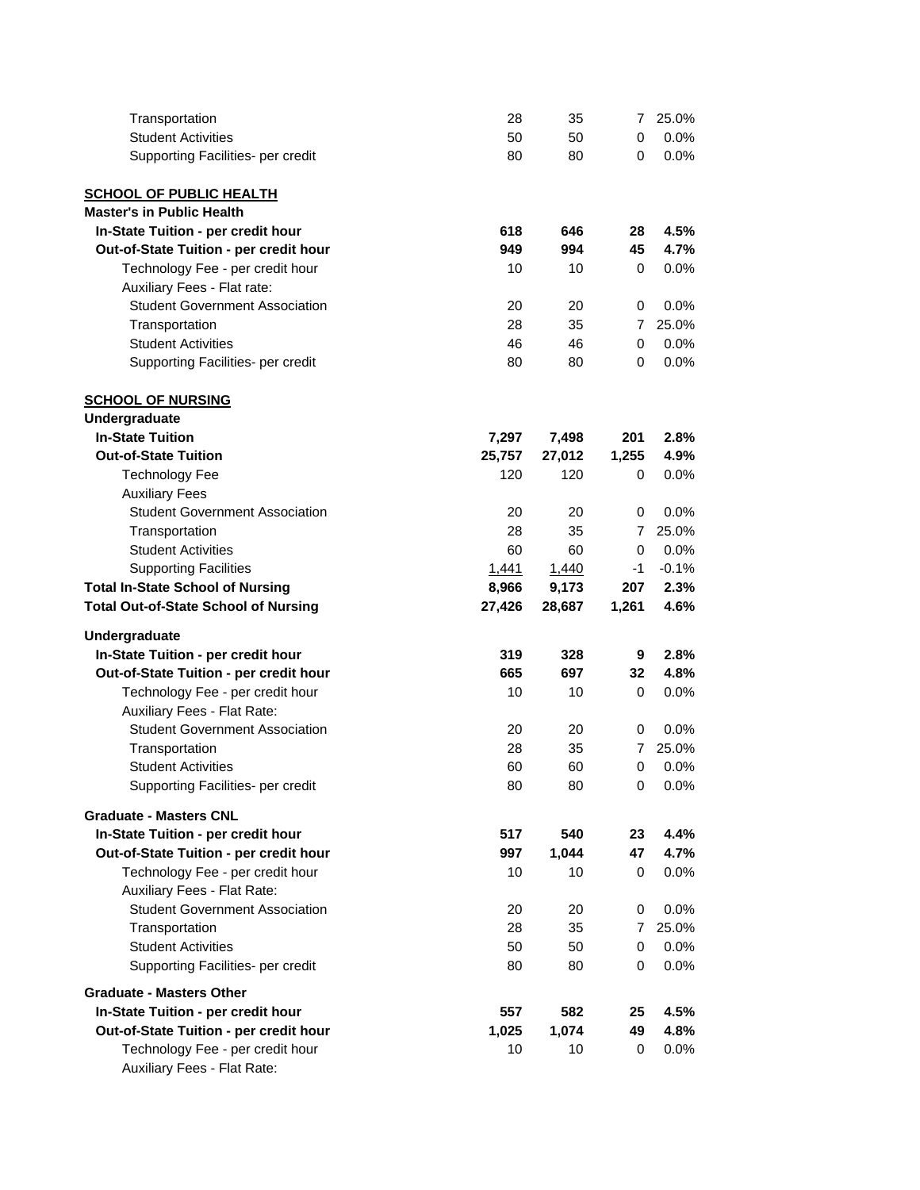| | | | | |
|---|---|---|---|---|
| Transportation | 28 | 35 | 7 | 25.0% |
| Student Activities | 50 | 50 | 0 | 0.0% |
| Supporting Facilities- per credit | 80 | 80 | 0 | 0.0% |
| | | | | |
| **SCHOOL OF PUBLIC HEALTH** | | | | |
| **Master's in Public Health** | | | | |
| **In-State Tuition - per credit hour** | **618** | **646** | **28** | **4.5%** |
| **Out-of-State Tuition - per credit hour** | **949** | **994** | **45** | **4.7%** |
| Technology Fee - per credit hour | 10 | 10 | 0 | 0.0% |
| Auxiliary Fees - Flat rate: | | | | |
| Student Government Association | 20 | 20 | 0 | 0.0% |
| Transportation | 28 | 35 | 7 | 25.0% |
| Student Activities | 46 | 46 | 0 | 0.0% |
| Supporting Facilities- per credit | 80 | 80 | 0 | 0.0% |
| | | | | |
| **SCHOOL OF NURSING** | | | | |
| **Undergraduate** | | | | |
| **In-State Tuition** | **7,297** | **7,498** | **201** | **2.8%** |
| **Out-of-State Tuition** | **25,757** | **27,012** | **1,255** | **4.9%** |
| Technology Fee | 120 | 120 | 0 | 0.0% |
| Auxiliary Fees | | | | |
| Student Government Association | 20 | 20 | 0 | 0.0% |
| Transportation | 28 | 35 | 7 | 25.0% |
| Student Activities | 60 | 60 | 0 | 0.0% |
| Supporting Facilities | 1,441 | 1,440 | -1 | -0.1% |
| **Total In-State School of Nursing** | **8,966** | **9,173** | **207** | **2.3%** |
| **Total Out-of-State School of Nursing** | **27,426** | **28,687** | **1,261** | **4.6%** |
| | | | | |
| **Undergraduate** | | | | |
| **In-State Tuition - per credit hour** | **319** | **328** | **9** | **2.8%** |
| **Out-of-State Tuition - per credit hour** | **665** | **697** | **32** | **4.8%** |
| Technology Fee - per credit hour | 10 | 10 | 0 | 0.0% |
| Auxiliary Fees - Flat Rate: | | | | |
| Student Government Association | 20 | 20 | 0 | 0.0% |
| Transportation | 28 | 35 | 7 | 25.0% |
| Student Activities | 60 | 60 | 0 | 0.0% |
| Supporting Facilities- per credit | 80 | 80 | 0 | 0.0% |
| | | | | |
| **Graduate - Masters CNL** | | | | |
| **In-State Tuition - per credit hour** | **517** | **540** | **23** | **4.4%** |
| **Out-of-State Tuition - per credit hour** | **997** | **1,044** | **47** | **4.7%** |
| Technology Fee - per credit hour | 10 | 10 | 0 | 0.0% |
| Auxiliary Fees - Flat Rate: | | | | |
| Student Government Association | 20 | 20 | 0 | 0.0% |
| Transportation | 28 | 35 | 7 | 25.0% |
| Student Activities | 50 | 50 | 0 | 0.0% |
| Supporting Facilities- per credit | 80 | 80 | 0 | 0.0% |
| | | | | |
| **Graduate - Masters Other** | | | | |
| **In-State Tuition - per credit hour** | **557** | **582** | **25** | **4.5%** |
| **Out-of-State Tuition - per credit hour** | **1,025** | **1,074** | **49** | **4.8%** |
| Technology Fee - per credit hour | 10 | 10 | 0 | 0.0% |
| Auxiliary Fees - Flat Rate: | | | | |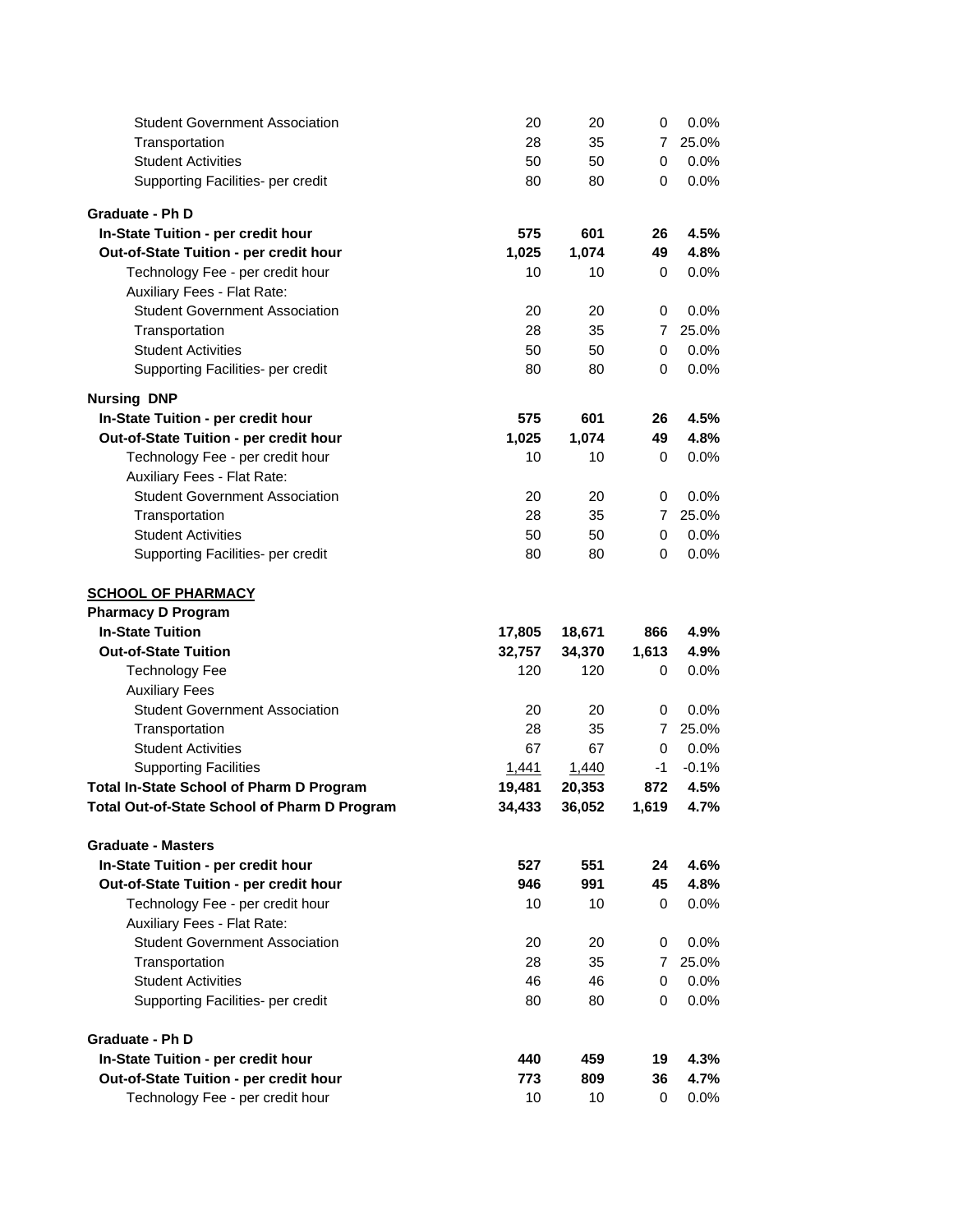| | | | | |
|---|---|---|---|---|
| Student Government Association | 20 | 20 | 0 | 0.0% |
| Transportation | 28 | 35 | 7 | 25.0% |
| Student Activities | 50 | 50 | 0 | 0.0% |
| Supporting Facilities- per credit | 80 | 80 | 0 | 0.0% |
| | | | | |
| **Graduate - Ph D** | | | | |
| **In-State Tuition - per credit hour** | **575** | **601** | **26** | **4.5%** |
| **Out-of-State Tuition - per credit hour** | **1,025** | **1,074** | **49** | **4.8%** |
| Technology Fee - per credit hour | 10 | 10 | 0 | 0.0% |
| Auxiliary Fees - Flat Rate: | | | | |
| Student Government Association | 20 | 20 | 0 | 0.0% |
| Transportation | 28 | 35 | 7 | 25.0% |
| Student Activities | 50 | 50 | 0 | 0.0% |
| Supporting Facilities- per credit | 80 | 80 | 0 | 0.0% |
| | | | | |
| **Nursing DNP** | | | | |
| **In-State Tuition - per credit hour** | **575** | **601** | **26** | **4.5%** |
| **Out-of-State Tuition - per credit hour** | **1,025** | **1,074** | **49** | **4.8%** |
| Technology Fee - per credit hour | 10 | 10 | 0 | 0.0% |
| Auxiliary Fees - Flat Rate: | | | | |
| Student Government Association | 20 | 20 | 0 | 0.0% |
| Transportation | 28 | 35 | 7 | 25.0% |
| Student Activities | 50 | 50 | 0 | 0.0% |
| Supporting Facilities- per credit | 80 | 80 | 0 | 0.0% |
| | | | | |
| **SCHOOL OF PHARMACY** | | | | |
| **Pharmacy D Program** | | | | |
| **In-State Tuition** | **17,805** | **18,671** | **866** | **4.9%** |
| **Out-of-State Tuition** | **32,757** | **34,370** | **1,613** | **4.9%** |
| Technology Fee | 120 | 120 | 0 | 0.0% |
| Auxiliary Fees | | | | |
| Student Government Association | 20 | 20 | 0 | 0.0% |
| Transportation | 28 | 35 | 7 | 25.0% |
| Student Activities | 67 | 67 | 0 | 0.0% |
| Supporting Facilities | 1,441 | 1,440 | -1 | -0.1% |
| **Total In-State School of Pharm D Program** | **19,481** | **20,353** | **872** | **4.5%** |
| **Total Out-of-State School of Pharm D Program** | **34,433** | **36,052** | **1,619** | **4.7%** |
| | | | | |
| **Graduate - Masters** | | | | |
| **In-State Tuition - per credit hour** | **527** | **551** | **24** | **4.6%** |
| **Out-of-State Tuition - per credit hour** | **946** | **991** | **45** | **4.8%** |
| Technology Fee - per credit hour | 10 | 10 | 0 | 0.0% |
| Auxiliary Fees - Flat Rate: | | | | |
| Student Government Association | 20 | 20 | 0 | 0.0% |
| Transportation | 28 | 35 | 7 | 25.0% |
| Student Activities | 46 | 46 | 0 | 0.0% |
| Supporting Facilities- per credit | 80 | 80 | 0 | 0.0% |
| | | | | |
| **Graduate - Ph D** | | | | |
| **In-State Tuition - per credit hour** | **440** | **459** | **19** | **4.3%** |
| **Out-of-State Tuition - per credit hour** | **773** | **809** | **36** | **4.7%** |
| Technology Fee - per credit hour | 10 | 10 | 0 | 0.0% |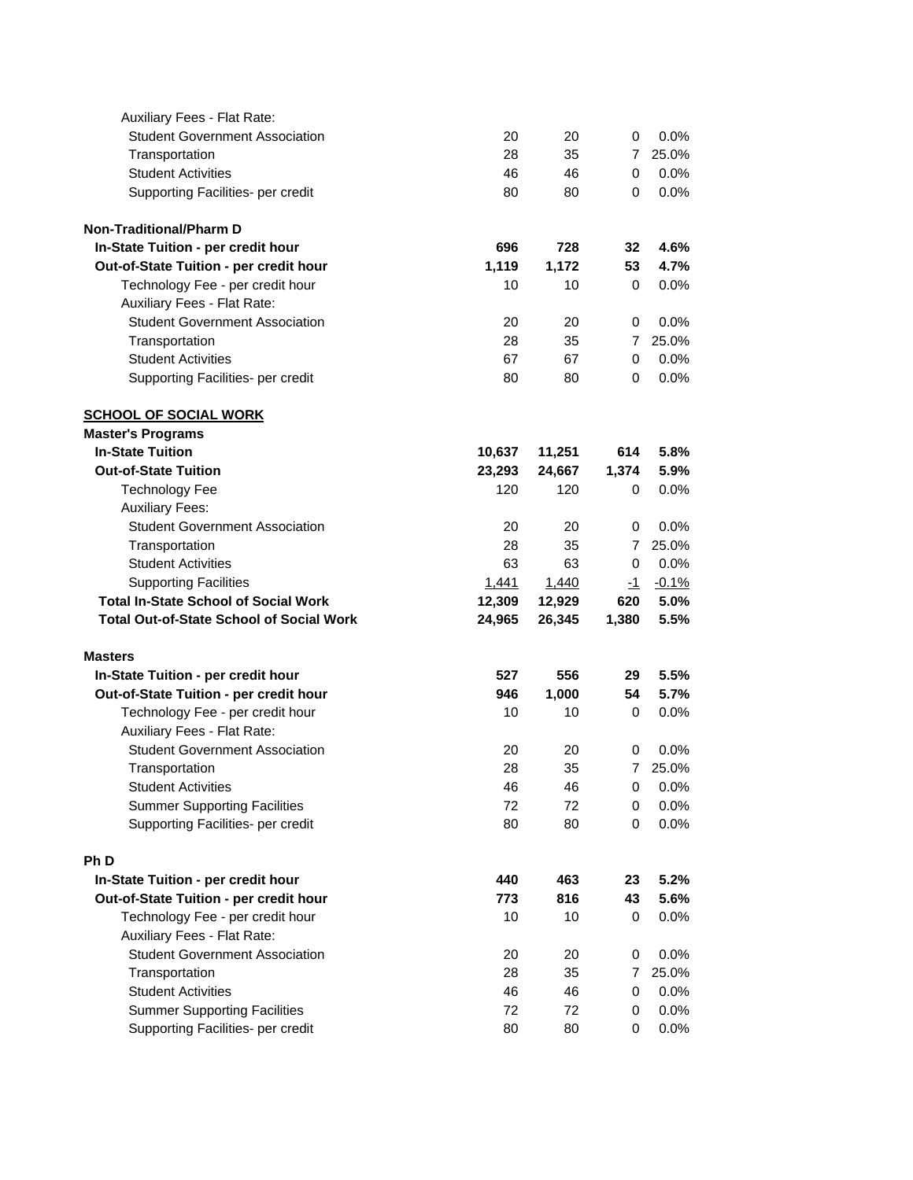| | | | | |
|---|---|---|---|---|
| Auxiliary Fees - Flat Rate: | | | | |
| Student Government Association | 20 | 20 | 0 | 0.0% |
| Transportation | 28 | 35 | 7 | 25.0% |
| Student Activities | 46 | 46 | 0 | 0.0% |
| Supporting Facilities- per credit | 80 | 80 | 0 | 0.0% |
| | | | | |
| **Non-Traditional/Pharm D** | | | | |
| **In-State Tuition - per credit hour** | **696** | **728** | **32** | **4.6%** |
| **Out-of-State Tuition - per credit hour** | **1,119** | **1,172** | **53** | **4.7%** |
| Technology Fee - per credit hour | 10 | 10 | 0 | 0.0% |
| Auxiliary Fees - Flat Rate: | | | | |
| Student Government Association | 20 | 20 | 0 | 0.0% |
| Transportation | 28 | 35 | 7 | 25.0% |
| Student Activities | 67 | 67 | 0 | 0.0% |
| Supporting Facilities- per credit | 80 | 80 | 0 | 0.0% |
| | | | | |
| **SCHOOL OF SOCIAL WORK** | | | | |
| **Master's Programs** | | | | |
| **In-State Tuition** | **10,637** | **11,251** | **614** | **5.8%** |
| **Out-of-State Tuition** | **23,293** | **24,667** | **1,374** | **5.9%** |
| Technology Fee | 120 | 120 | 0 | 0.0% |
| Auxiliary Fees: | | | | |
| Student Government Association | 20 | 20 | 0 | 0.0% |
| Transportation | 28 | 35 | 7 | 25.0% |
| Student Activities | 63 | 63 | 0 | 0.0% |
| Supporting Facilities | 1,441 | 1,440 | -1 | -0.1% |
| **Total In-State School of Social Work** | **12,309** | **12,929** | **620** | **5.0%** |
| **Total Out-of-State School of Social Work** | **24,965** | **26,345** | **1,380** | **5.5%** |
| | | | | |
| **Masters** | | | | |
| **In-State Tuition - per credit hour** | **527** | **556** | **29** | **5.5%** |
| **Out-of-State Tuition - per credit hour** | **946** | **1,000** | **54** | **5.7%** |
| Technology Fee - per credit hour | 10 | 10 | 0 | 0.0% |
| Auxiliary Fees - Flat Rate: | | | | |
| Student Government Association | 20 | 20 | 0 | 0.0% |
| Transportation | 28 | 35 | 7 | 25.0% |
| Student Activities | 46 | 46 | 0 | 0.0% |
| Summer Supporting Facilities | 72 | 72 | 0 | 0.0% |
| Supporting Facilities- per credit | 80 | 80 | 0 | 0.0% |
| | | | | |
| **Ph D** | | | | |
| **In-State Tuition - per credit hour** | **440** | **463** | **23** | **5.2%** |
| **Out-of-State Tuition - per credit hour** | **773** | **816** | **43** | **5.6%** |
| Technology Fee - per credit hour | 10 | 10 | 0 | 0.0% |
| Auxiliary Fees - Flat Rate: | | | | |
| Student Government Association | 20 | 20 | 0 | 0.0% |
| Transportation | 28 | 35 | 7 | 25.0% |
| Student Activities | 46 | 46 | 0 | 0.0% |
| Summer Supporting Facilities | 72 | 72 | 0 | 0.0% |
| Supporting Facilities- per credit | 80 | 80 | 0 | 0.0% |